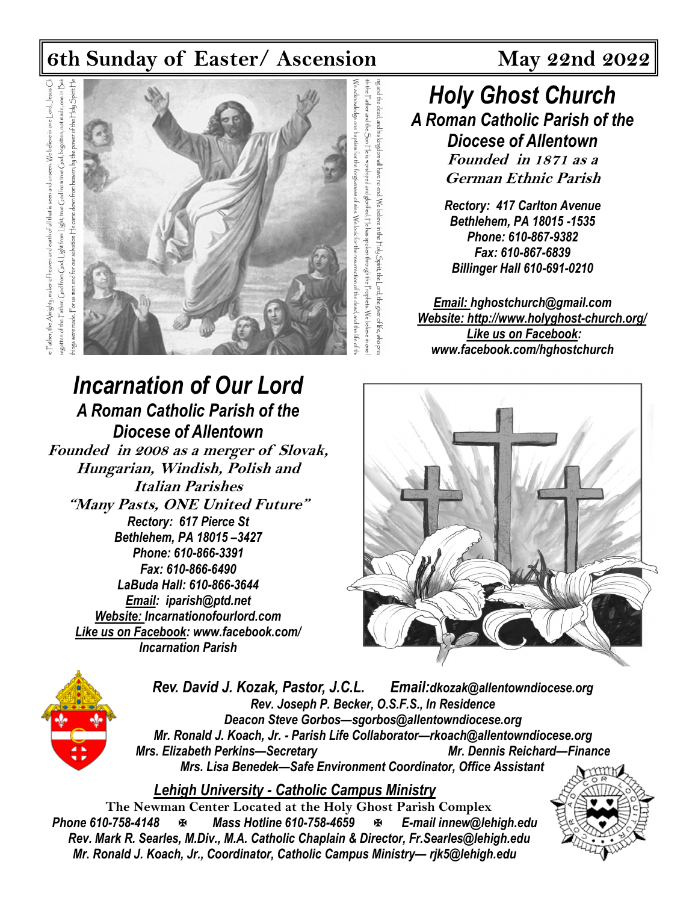# 6th Sunday of Easter/ Ascension May 22nd 2022

# *Holy Ghost Church*

***A Roman Catholic Parish of the Diocese of Allentown***

**Founded in 1871 as a German Ethnic Parish**

*Rectory: 417 Carlton Avenue*
*Bethlehem, PA 18015 -1535*
*Phone: 610-867-9382*
*Fax: 610-867-6839*
*Billinger Hall 610-691-0210*

*Email: hghostchurch@gmail.com*
*Website: http://www.holyghost-church.org/*
*Like us on Facebook: www.facebook.com/hghostchurch*

# *Incarnation of Our Lord*

***A Roman Catholic Parish of the Diocese of Allentown***

**Founded in 2008 as a merger of Slovak, Hungarian, Windish, Polish and Italian Parishes**

**"Many Pasts, ONE United Future"**

*Rectory: 617 Pierce St*
*Bethlehem, PA 18015 –3427*
*Phone: 610-866-3391*
*Fax: 610-866-6490*
*LaBuda Hall: 610-866-3644*
*Email: iparish@ptd.net*
*Website: Incarnationofourlord.com*
*Like us on Facebook: www.facebook.com/ Incarnation Parish*

*Rev. David J. Kozak, Pastor, J.C.L. Email: dkozak@allentowndiocese.org*
*Rev. Joseph P. Becker, O.S.F.S., In Residence*
*Deacon Steve Gorbos—sgorbos@allentowndiocese.org*
*Mr. Ronald J. Koach, Jr. - Parish Life Collaborator—rkoach@allentowndiocese.org*
*Mrs. Elizabeth Perkins—Secretary* *Mr. Dennis Reichard—Finance*
*Mrs. Lisa Benedek—Safe Environment Coordinator, Office Assistant*

## *Lehigh University - Catholic Campus Ministry*

**The Newman Center Located at the Holy Ghost Parish Complex**

*Phone 610-758-4148* ✠ *Mass Hotline 610-758-4659* ✠ *E-mail innew@lehigh.edu*
*Rev. Mark R. Searles, M.Div., M.A. Catholic Chaplain & Director, Fr.Searles@lehigh.edu*
*Mr. Ronald J. Koach, Jr., Coordinator, Catholic Campus Ministry— rjk5@lehigh.edu*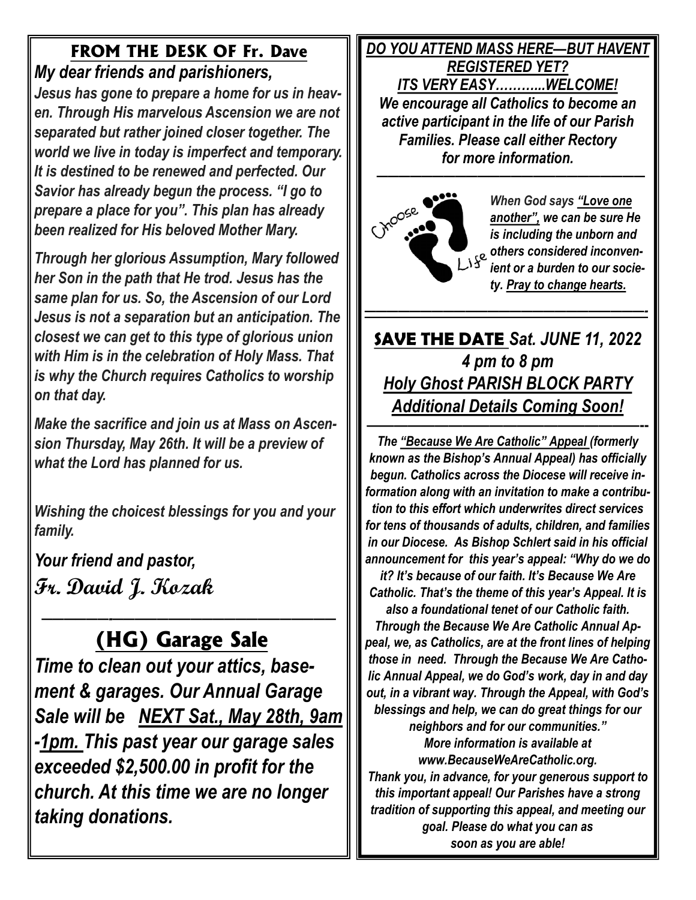## FROM THE DESK OF Fr. Dave

*My dear friends and parishioners,*

***Jesus has gone to prepare a home for us in heaven. Through His marvelous Ascension we are not separated but rather joined closer together. The world we live in today is imperfect and temporary. It is destined to be renewed and perfected. Our Savior has already begun the process. "I go to prepare a place for you". This plan has already been realized for His beloved Mother Mary.***

***Through her glorious Assumption, Mary followed her Son in the path that He trod. Jesus has the same plan for us. So, the Ascension of our Lord Jesus is not a separation but an anticipation. The closest we can get to this type of glorious union with Him is in the celebration of Holy Mass. That is why the Church requires Catholics to worship on that day.***

***Make the sacrifice and join us at Mass on Ascension Thursday, May 26th. It will be a preview of what the Lord has planned for us.***

***Wishing the choicest blessings for you and your family.***

***Your friend and pastor,***

**Fr. David J. Kozak**

---

## (HG) Garage Sale

***Time to clean out your attics, basement & garages. Our Annual Garage Sale will be NEXT Sat., May 28th, 9am-1pm. This past year our garage sales exceeded $2,500.00 in profit for the church. At this time we are no longer taking donations.***

---

***DO YOU ATTEND MASS HERE—BUT HAVENT REGISTERED YET?***

***ITS VERY EASY………..WELCOME!***

***We encourage all Catholics to become an active participant in the life of our Parish Families. Please call either Rectory for more information.***

---

Choose Life

***When God says "Love one another", we can be sure He is including the unborn and others considered inconvenient or a burden to our society. Pray to change hearts.***

---

## SAVE THE DATE *Sat. JUNE 11, 2022*

***4 pm to 8 pm***

***Holy Ghost PARISH BLOCK PARTY***

***Additional Details Coming Soon!***

---

***The "Because We Are Catholic" Appeal (formerly known as the Bishop's Annual Appeal) has officially begun. Catholics across the Diocese will receive information along with an invitation to make a contribution to this effort which underwrites direct services for tens of thousands of adults, children, and families in our Diocese. As Bishop Schlert said in his official announcement for this year's appeal: "Why do we do it? It's because of our faith. It's Because We Are Catholic. That's the theme of this year's Appeal. It is also a foundational tenet of our Catholic faith. Through the Because We Are Catholic Annual Appeal, we, as Catholics, are at the front lines of helping those in need. Through the Because We Are Catholic Annual Appeal, we do God's work, day in and day out, in a vibrant way. Through the Appeal, with God's blessings and help, we can do great things for our neighbors and for our communities."***

***More information is available at www.BecauseWeAreCatholic.org.***

***Thank you, in advance, for your generous support to this important appeal! Our Parishes have a strong tradition of supporting this appeal, and meeting our goal. Please do what you can as soon as you are able!***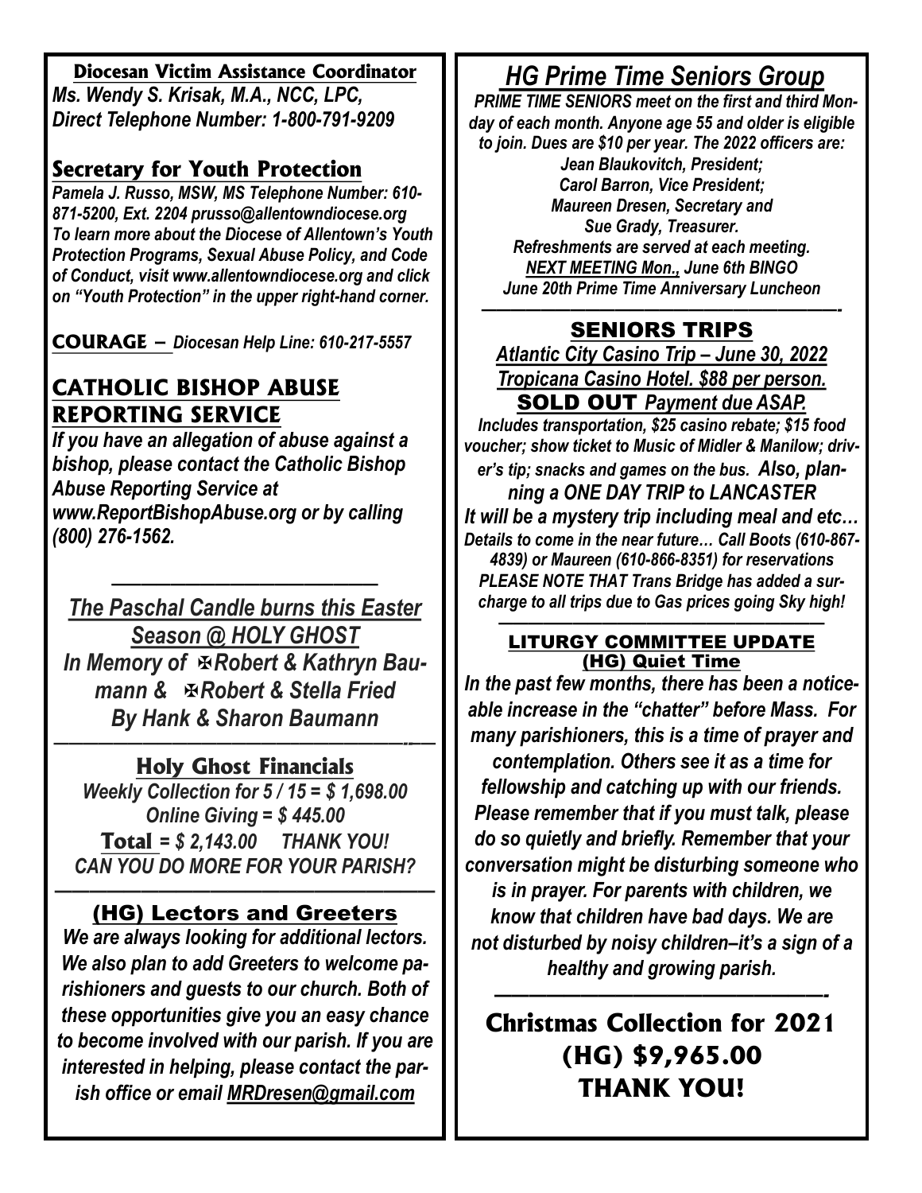## Diocesan Victim Assistance Coordinator

*Ms. Wendy S. Krisak, M.A., NCC, LPC, Direct Telephone Number: 1-800-791-9209*

## Secretary for Youth Protection

*Pamela J. Russo, MSW, MS Telephone Number: 610-871-5200, Ext. 2204 prusso@allentowndiocese.org To learn more about the Diocese of Allentown's Youth Protection Programs, Sexual Abuse Policy, and Code of Conduct, visit www.allentowndiocese.org and click on "Youth Protection" in the upper right-hand corner.*

**COURAGE –** *Diocesan Help Line: 610-217-5557*

## CATHOLIC BISHOP ABUSE REPORTING SERVICE

*If you have an allegation of abuse against a bishop, please contact the Catholic Bishop Abuse Reporting Service at www.ReportBishopAbuse.org or by calling (800) 276-1562.*

---

*The Paschal Candle burns this Easter Season @ HOLY GHOST*
*In Memory of ✠Robert & Kathryn Baumann & ✠Robert & Stella Fried*
*By Hank & Sharon Baumann*

---

## Holy Ghost Financials

*Weekly Collection for 5 / 15 = $ 1,698.00*
*Online Giving = $ 445.00*
**Total** *= $ 2,143.00 THANK YOU!*
*CAN YOU DO MORE FOR YOUR PARISH?*

---

## (HG) Lectors and Greeters

*We are always looking for additional lectors. We also plan to add Greeters to welcome parishioners and guests to our church. Both of these opportunities give you an easy chance to become involved with our parish. If you are interested in helping, please contact the parish office or email MRDresen@gmail.com*

## *HG Prime Time Seniors Group*

*PRIME TIME SENIORS meet on the first and third Monday of each month. Anyone age 55 and older is eligible to join. Dues are $10 per year. The 2022 officers are:*
*Jean Blaukovitch, President;*
*Carol Barron, Vice President;*
*Maureen Dresen, Secretary and*
*Sue Grady, Treasurer.*
*Refreshments are served at each meeting.*
*NEXT MEETING Mon., June 6th BINGO*
*June 20th Prime Time Anniversary Luncheon*

---

## SENIORS TRIPS

*Atlantic City Casino Trip – June 30, 2022*
*Tropicana Casino Hotel. $88 per person.*
**SOLD OUT** *Payment due ASAP.*
*Includes transportation, $25 casino rebate; $15 food voucher; show ticket to Music of Midler & Manilow; driver's tip; snacks and games on the bus. Also, planning a ONE DAY TRIP to LANCASTER*
*It will be a mystery trip including meal and etc… Details to come in the near future… Call Boots (610-867-4839) or Maureen (610-866-8351) for reservations*
*PLEASE NOTE THAT Trans Bridge has added a surcharge to all trips due to Gas prices going Sky high!*

---

## LITURGY COMMITTEE UPDATE
### (HG) Quiet Time

*In the past few months, there has been a noticeable increase in the "chatter" before Mass. For many parishioners, this is a time of prayer and contemplation. Others see it as a time for fellowship and catching up with our friends. Please remember that if you must talk, please do so quietly and briefly. Remember that your conversation might be disturbing someone who is in prayer. For parents with children, we know that children have bad days. We are not disturbed by noisy children–it's a sign of a healthy and growing parish.*

---

## Christmas Collection for 2021
## (HG) $9,965.00
## THANK YOU!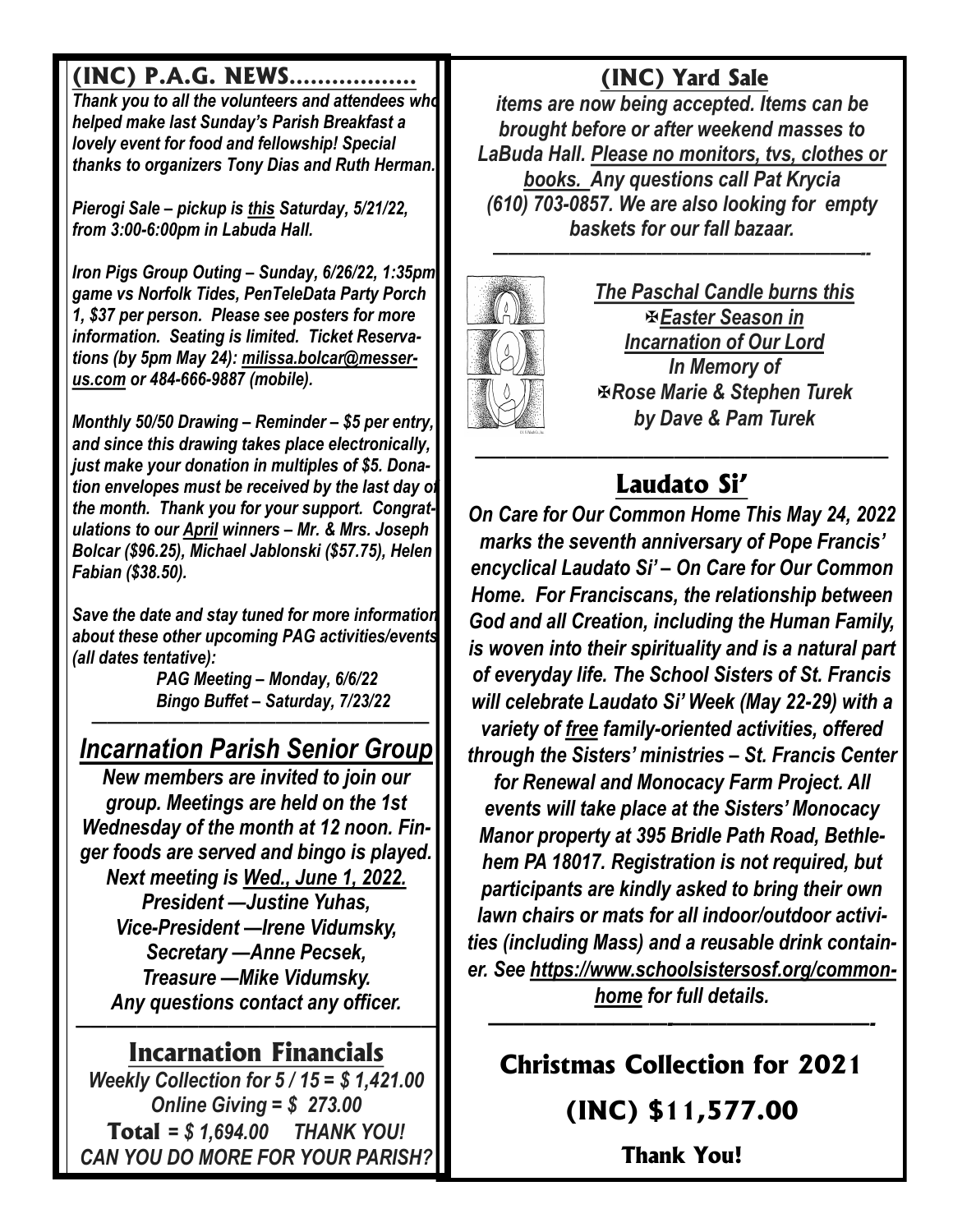## (INC) P.A.G. NEWS..................

*Thank you to all the volunteers and attendees who helped make last Sunday's Parish Breakfast a lovely event for food and fellowship! Special thanks to organizers Tony Dias and Ruth Herman.*

*Pierogi Sale – pickup is this Saturday, 5/21/22, from 3:00-6:00pm in Labuda Hall.*

*Iron Pigs Group Outing – Sunday, 6/26/22, 1:35pm game vs Norfolk Tides, PenTeleData Party Porch 1, $37 per person. Please see posters for more information. Seating is limited. Ticket Reservations (by 5pm May 24): milissa.bolcar@messer-us.com or 484-666-9887 (mobile).*

*Monthly 50/50 Drawing – Reminder – $5 per entry, and since this drawing takes place electronically, just make your donation in multiples of $5. Donation envelopes must be received by the last day of the month. Thank you for your support. Congratulations to our April winners – Mr. & Mrs. Joseph Bolcar ($96.25), Michael Jablonski ($57.75), Helen Fabian ($38.50).*

*Save the date and stay tuned for more information about these other upcoming PAG activities/events (all dates tentative):*

*PAG Meeting – Monday, 6/6/22*
*Bingo Buffet – Saturday, 7/23/22*

---

## Incarnation Parish Senior Group

*New members are invited to join our group. Meetings are held on the 1st Wednesday of the month at 12 noon. Finger foods are served and bingo is played. Next meeting is Wed., June 1, 2022.*

*President —Justine Yuhas,*
*Vice-President —Irene Vidumsky,*
*Secretary —Anne Pecsek,*
*Treasure —Mike Vidumsky.*
*Any questions contact any officer.*

---

## Incarnation Financials

*Weekly Collection for 5 / 15 = $ 1,421.00*
*Online Giving = $ 273.00*
**Total** *= $ 1,694.00 THANK YOU!*
*CAN YOU DO MORE FOR YOUR PARISH?*

## (INC) Yard Sale

*items are now being accepted. Items can be brought before or after weekend masses to LaBuda Hall. Please no monitors, tvs, clothes or books. Any questions call Pat Krycia (610) 703-0857. We are also looking for empty baskets for our fall bazaar.*

---

*The Paschal Candle burns this*
*✠Easter Season in*
*Incarnation of Our Lord*
*In Memory of*
*✠Rose Marie & Stephen Turek*
*by Dave & Pam Turek*

---

## Laudato Si'

*On Care for Our Common Home This May 24, 2022 marks the seventh anniversary of Pope Francis' encyclical Laudato Si' – On Care for Our Common Home. For Franciscans, the relationship between God and all Creation, including the Human Family, is woven into their spirituality and is a natural part of everyday life. The School Sisters of St. Francis will celebrate Laudato Si' Week (May 22-29) with a variety of free family-oriented activities, offered through the Sisters' ministries – St. Francis Center for Renewal and Monocacy Farm Project. All events will take place at the Sisters' Monocacy Manor property at 395 Bridle Path Road, Bethlehem PA 18017. Registration is not required, but participants are kindly asked to bring their own lawn chairs or mats for all indoor/outdoor activities (including Mass) and a reusable drink container. See https://www.schoolsistersosf.org/common-home for full details.*

---

## Christmas Collection for 2021

## (INC) $11,577.00

**Thank You!**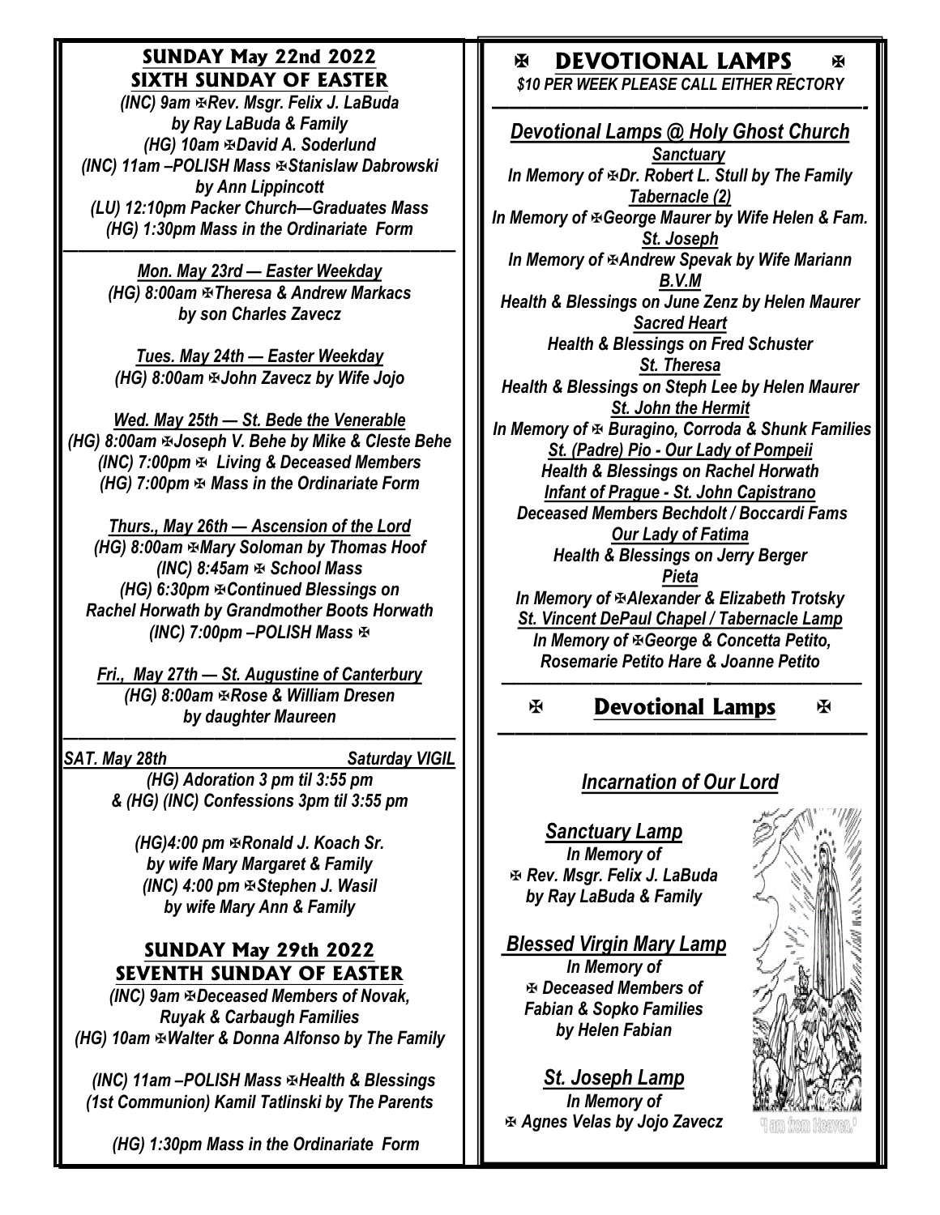## SUNDAY May 22nd 2022
## SIXTH SUNDAY OF EASTER

*(INC) 9am ✠Rev. Msgr. Felix J. LaBuda by Ray LaBuda & Family*
*(HG) 10am ✠David A. Soderlund*
*(INC) 11am –POLISH Mass ✠Stanislaw Dabrowski by Ann Lippincott*
*(LU) 12:10pm Packer Church—Graduates Mass*
*(HG) 1:30pm Mass in the Ordinariate Form*

---

***Mon. May 23rd — Easter Weekday***
*(HG) 8:00am ✠Theresa & Andrew Markacs by son Charles Zavecz*

***Tues. May 24th — Easter Weekday***
*(HG) 8:00am ✠John Zavecz by Wife Jojo*

***Wed. May 25th — St. Bede the Venerable***
*(HG) 8:00am ✠Joseph V. Behe by Mike & Cleste Behe*
*(INC) 7:00pm ✠ Living & Deceased Members*
*(HG) 7:00pm ✠ Mass in the Ordinariate Form*

***Thurs., May 26th — Ascension of the Lord***
*(HG) 8:00am ✠Mary Soloman by Thomas Hoof*
*(INC) 8:45am ✠ School Mass*
*(HG) 6:30pm ✠Continued Blessings on Rachel Horwath by Grandmother Boots Horwath*
*(INC) 7:00pm –POLISH Mass ✠*

***Fri., May 27th — St. Augustine of Canterbury***
*(HG) 8:00am ✠Rose & William Dresen by daughter Maureen*

---

***SAT. May 28th — Saturday VIGIL***
*(HG) Adoration 3 pm til 3:55 pm*
*& (HG) (INC) Confessions 3pm til 3:55 pm*

*(HG)4:00 pm ✠Ronald J. Koach Sr. by wife Mary Margaret & Family*
*(INC) 4:00 pm ✠Stephen J. Wasil by wife Mary Ann & Family*

## SUNDAY May 29th 2022
## SEVENTH SUNDAY OF EASTER

*(INC) 9am ✠Deceased Members of Novak, Ruyak & Carbaugh Families*
*(HG) 10am ✠Walter & Donna Alfonso by The Family*

*(INC) 11am –POLISH Mass ✠Health & Blessings (1st Communion) Kamil Tatlinski by The Parents*

*(HG) 1:30pm Mass in the Ordinariate Form*

## ✠ DEVOTIONAL LAMPS ✠

*$10 PER WEEK PLEASE CALL EITHER RECTORY*

---

### *Devotional Lamps @ Holy Ghost Church*

***Sanctuary***
*In Memory of ✠Dr. Robert L. Stull by The Family*

***Tabernacle (2)***
*In Memory of ✠George Maurer by Wife Helen & Fam.*

***St. Joseph***
*In Memory of ✠Andrew Spevak by Wife Mariann*

***B.V.M***
*Health & Blessings on June Zenz by Helen Maurer*

***Sacred Heart***
*Health & Blessings on Fred Schuster*

***St. Theresa***
*Health & Blessings on Steph Lee by Helen Maurer*

***St. John the Hermit***
*In Memory of ✠ Buragino, Corroda & Shunk Families*

***St. (Padre) Pio - Our Lady of Pompeii***
*Health & Blessings on Rachel Horwath*

***Infant of Prague - St. John Capistrano***
*Deceased Members Bechdolt / Boccardi Fams*

***Our Lady of Fatima***
*Health & Blessings on Jerry Berger*

***Pieta***
*In Memory of ✠Alexander & Elizabeth Trotsky*

***St. Vincent DePaul Chapel / Tabernacle Lamp***
*In Memory of ✠George & Concetta Petito, Rosemarie Petito Hare & Joanne Petito*

---

## ✠ Devotional Lamps ✠

### *Incarnation of Our Lord*

***Sanctuary Lamp***
*In Memory of*
*✠ Rev. Msgr. Felix J. LaBuda by Ray LaBuda & Family*

***Blessed Virgin Mary Lamp***
*In Memory of*
*✠ Deceased Members of Fabian & Sopko Families by Helen Fabian*

***St. Joseph Lamp***
*In Memory of*
*✠ Agnes Velas by Jojo Zavecz*

"I am from Heaven."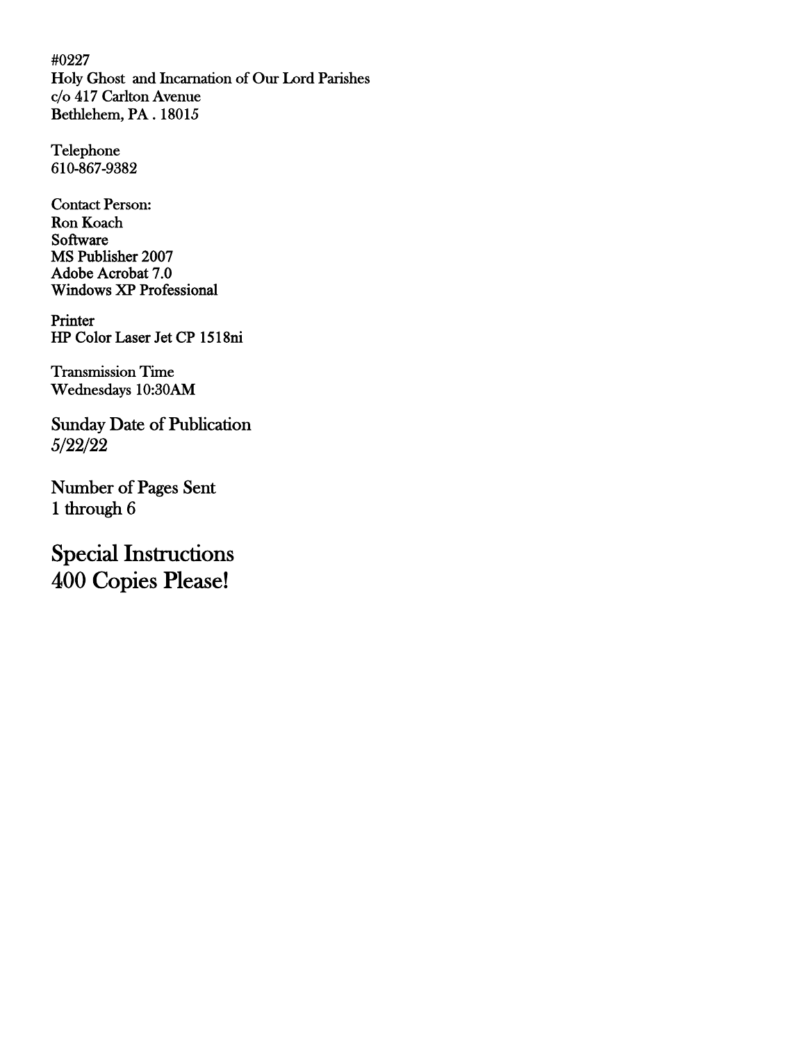#0227
Holy Ghost  and Incarnation of Our Lord Parishes
c/o 417 Carlton Avenue
Bethlehem, PA . 18015

Telephone
610-867-9382

Contact Person:
Ron Koach
Software
MS Publisher 2007
Adobe Acrobat 7.0
Windows XP Professional

Printer
HP Color Laser Jet CP 1518ni

Transmission Time
Wednesdays 10:30AM

Sunday Date of Publication
5/22/22

Number of Pages Sent
1 through 6

## Special Instructions
## 400 Copies Please!